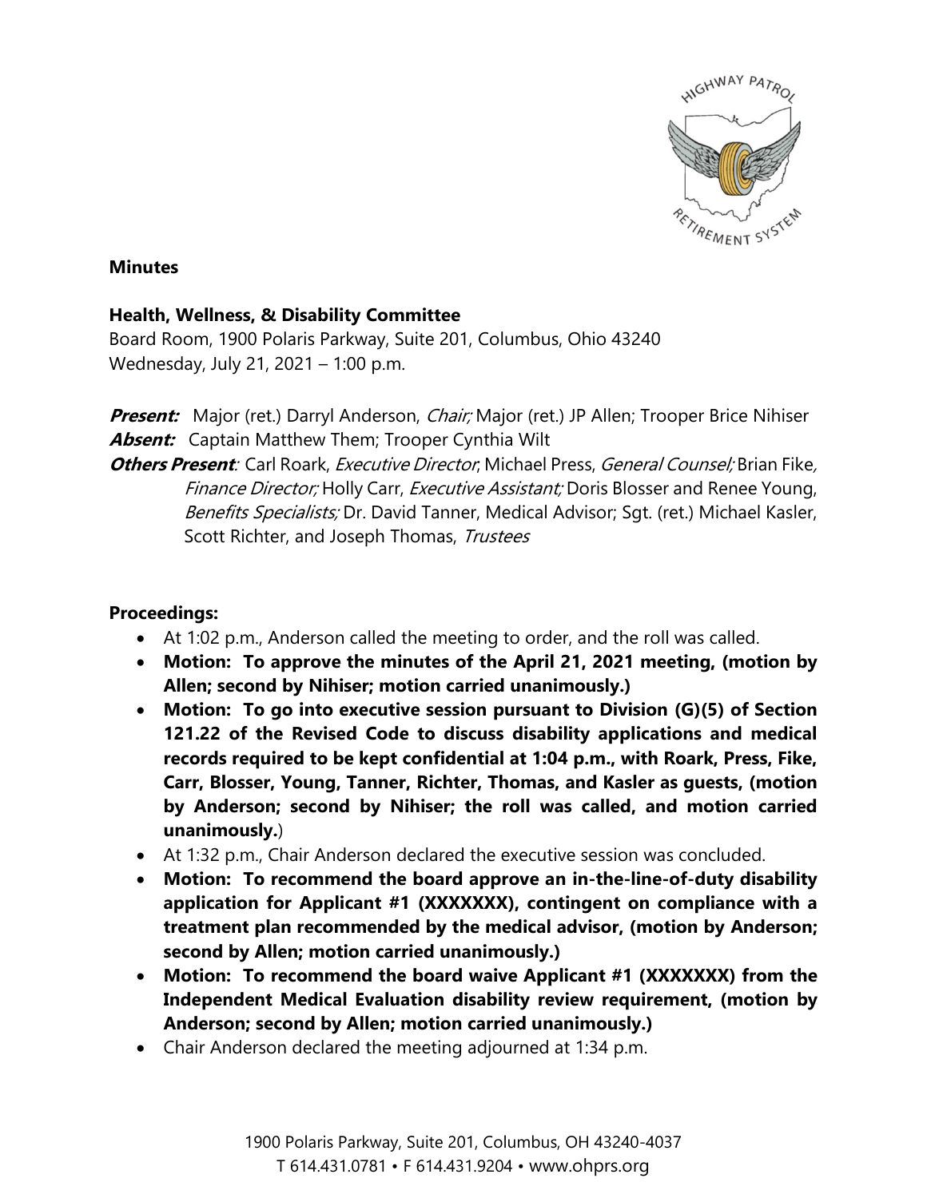**Minutes**

**Health, Wellness, & Disability Committee**
Board Room, 1900 Polaris Parkway, Suite 201, Columbus, Ohio 43240
Wednesday, July 21, 2021 – 1:00 p.m.

***Present:*** Major (ret.) Darryl Anderson, *Chair;* Major (ret.) JP Allen; Trooper Brice Nihiser
***Absent:*** Captain Matthew Them; Trooper Cynthia Wilt
***Others Present**:* Carl Roark, *Executive Director*; Michael Press, *General Counsel;* Brian Fike*, Finance Director;* Holly Carr, *Executive Assistant;* Doris Blosser and Renee Young, *Benefits Specialists;* Dr. David Tanner, Medical Advisor; Sgt. (ret.) Michael Kasler, Scott Richter, and Joseph Thomas, *Trustees*

**Proceedings:**

- At 1:02 p.m., Anderson called the meeting to order, and the roll was called.
- **Motion: To approve the minutes of the April 21, 2021 meeting, (motion by Allen; second by Nihiser; motion carried unanimously.)**
- **Motion: To go into executive session pursuant to Division (G)(5) of Section 121.22 of the Revised Code to discuss disability applications and medical records required to be kept confidential at 1:04 p.m., with Roark, Press, Fike, Carr, Blosser, Young, Tanner, Richter, Thomas, and Kasler as guests, (motion by Anderson; second by Nihiser; the roll was called, and motion carried unanimously.**)
- At 1:32 p.m., Chair Anderson declared the executive session was concluded.
- **Motion: To recommend the board approve an in-the-line-of-duty disability application for Applicant #1 (XXXXXXX), contingent on compliance with a treatment plan recommended by the medical advisor, (motion by Anderson; second by Allen; motion carried unanimously.)**
- **Motion: To recommend the board waive Applicant #1 (XXXXXXX) from the Independent Medical Evaluation disability review requirement, (motion by Anderson; second by Allen; motion carried unanimously.)**
- Chair Anderson declared the meeting adjourned at 1:34 p.m.

1900 Polaris Parkway, Suite 201, Columbus, OH 43240-4037
T 614.431.0781 • F 614.431.9204 • www.ohprs.org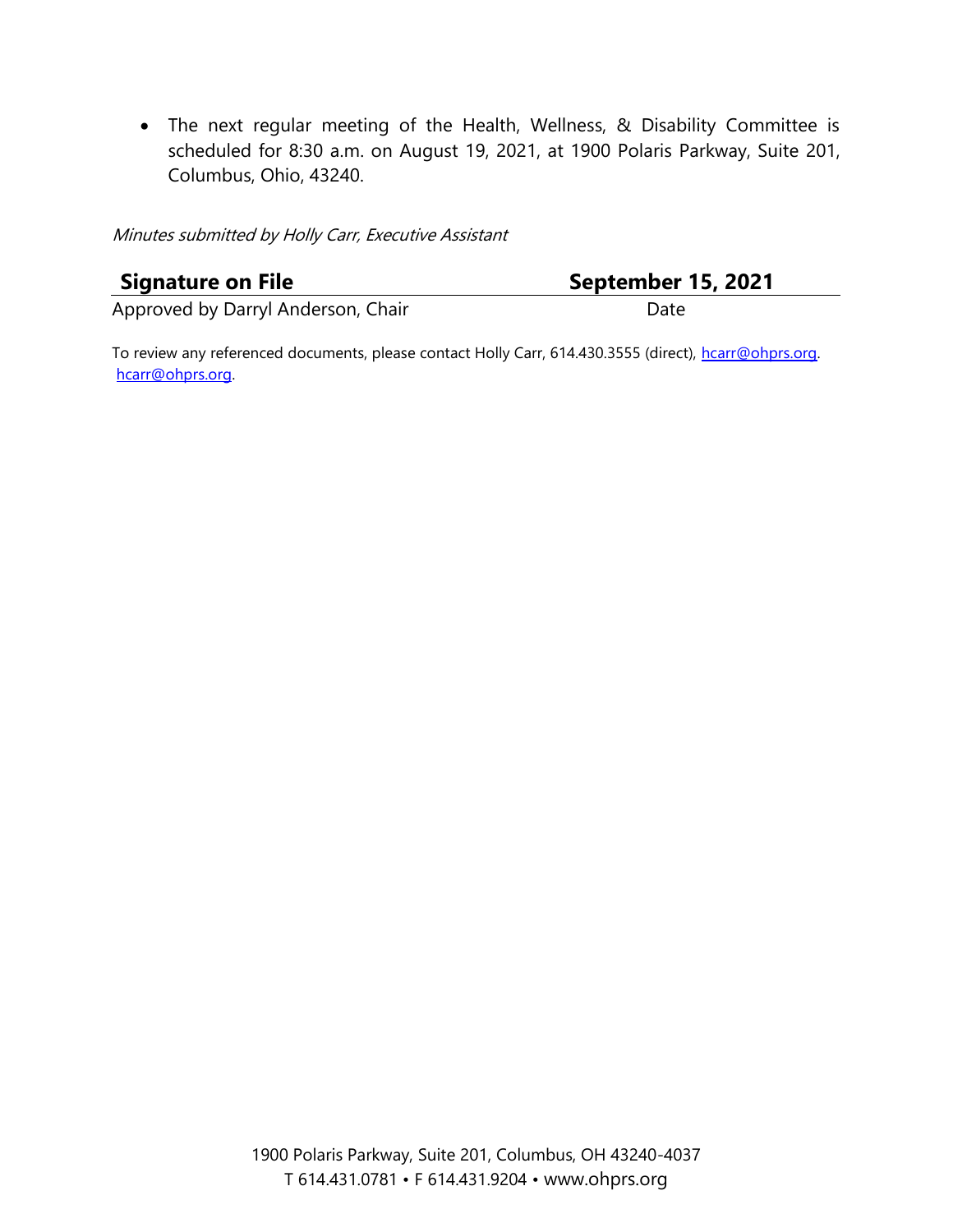- The next regular meeting of the Health, Wellness, & Disability Committee is scheduled for 8:30 a.m. on August 19, 2021, at 1900 Polaris Parkway, Suite 201, Columbus, Ohio, 43240.

*Minutes submitted by Holly Carr, Executive Assistant*

| | |
|---|---|
| **Signature on File** | **September 15, 2021** |
| Approved by Darryl Anderson, Chair | Date |

To review any referenced documents, please contact Holly Carr, 614.430.3555 (direct), hcarr@ohprs.org. hcarr@ohprs.org.

1900 Polaris Parkway, Suite 201, Columbus, OH 43240-4037
T 614.431.0781 • F 614.431.9204 • www.ohprs.org